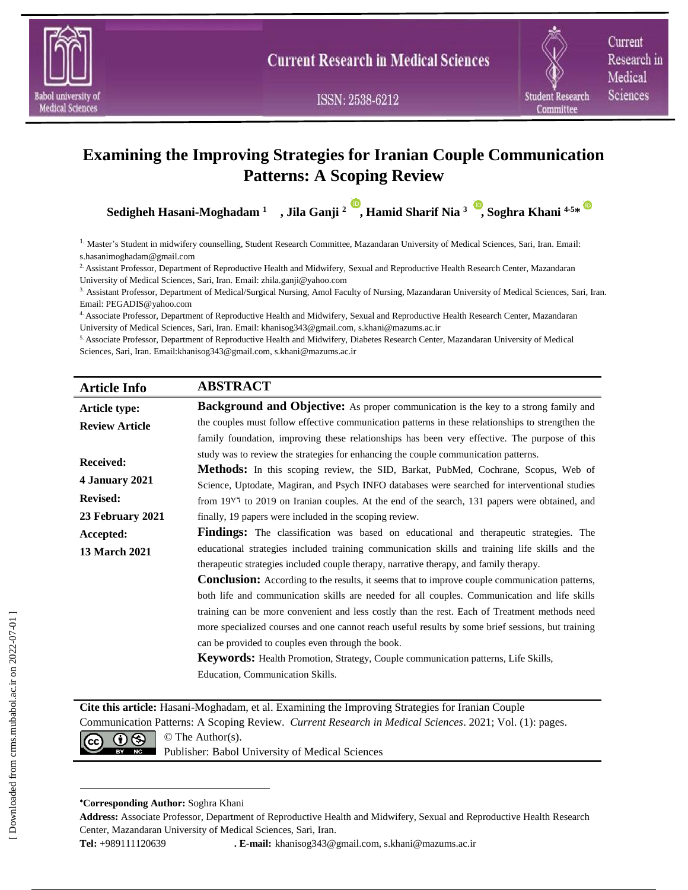# Examining the Improving Strategies for Iranian Couple Communication Patterns: A Scoping Review

**Sedigheh Hasani-Moghadam [1], Jila Ganji [2], Hamid Sharif Nia [3], Soghra Khani [4-5]***

[1] Master's Student in midwifery counselling, Student Research Committee, Mazandaran University of Medical Sciences, Sari, Iran. Email: s.hasanimoghadam@gmail.com

[2] Assistant Professor, Department of Reproductive Health and Midwifery, Sexual and Reproductive Health Research Center, Mazandaran University of Medical Sciences, Sari, Iran. Email: zhila.ganji@yahoo.com

[3] Assistant Professor, Department of Medical/Surgical Nursing, Amol Faculty of Nursing, Mazandaran University of Medical Sciences, Sari, Iran. Email: PEGADIS@yahoo.com

[4] Associate Professor, Department of Reproductive Health and Midwifery, Sexual and Reproductive Health Research Center, Mazandaran University of Medical Sciences, Sari, Iran. Email: khanisog343@gmail.com, s.khani@mazums.ac.ir

[5] Associate Professor, Department of Reproductive Health and Midwifery, Diabetes Research Center, Mazandaran University of Medical Sciences, Sari, Iran. Email:khanisog343@gmail.com, s.khani@mazums.ac.ir

| Article Info | ABSTRACT |
|---|---|
| **Article type:** **Review Article** **Received:** **4 January 2021** **Revised:** **23 February 2021** **Accepted:** **13 March 2021** | **Background and Objective:** As proper communication is the key to a strong family and the couples must follow effective communication patterns in these relationships to strengthen the family foundation, improving these relationships has been very effective. The purpose of this study was to review the strategies for enhancing the couple communication patterns. **Methods:** In this scoping review, the SID, Barkat, PubMed, Cochrane, Scopus, Web of Science, Uptodate, Magiran, and Psych INFO databases were searched for interventional studies from 19۷٦ to 2019 on Iranian couples. At the end of the search, 131 papers were obtained, and finally, 19 papers were included in the scoping review. **Findings:** The classification was based on educational and therapeutic strategies. The educational strategies included training communication skills and training life skills and the therapeutic strategies included couple therapy, narrative therapy, and family therapy. **Conclusion:** According to the results, it seems that to improve couple communication patterns, both life and communication skills are needed for all couples. Communication and life skills training can be more convenient and less costly than the rest. Each of Treatment methods need more specialized courses and one cannot reach useful results by some brief sessions, but training can be provided to couples even through the book. **Keywords:** Health Promotion, Strategy, Couple communication patterns, Life Skills, Education, Communication Skills. |

**Cite this article:** Hasani-Moghadam, et al. Examining the Improving Strategies for Iranian Couple Communication Patterns: A Scoping Review. *Current Research in Medical Sciences*. 2021; Vol. (1): pages.

© The Author(s).
Publisher: Babol University of Medical Sciences

*Corresponding Author: Soghra Khani

**Address:** Associate Professor, Department of Reproductive Health and Midwifery, Sexual and Reproductive Health Research Center, Mazandaran University of Medical Sciences, Sari, Iran.

**Tel:** +989111120639 **. E-mail:** khanisog343@gmail.com, s.khani@mazums.ac.ir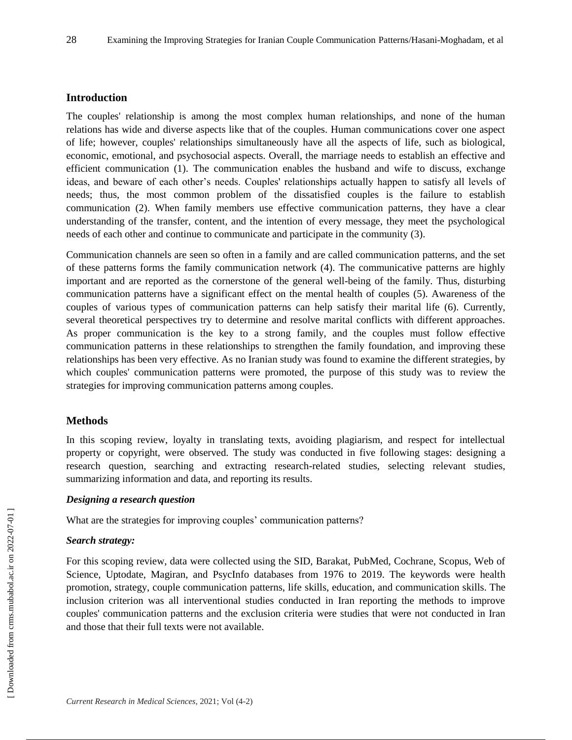## Introduction

The couples' relationship is among the most complex human relationships, and none of the human relations has wide and diverse aspects like that of the couples. Human communications cover one aspect of life; however, couples' relationships simultaneously have all the aspects of life, such as biological, economic, emotional, and psychosocial aspects. Overall, the marriage needs to establish an effective and efficient communication (1). The communication enables the husband and wife to discuss, exchange ideas, and beware of each other's needs. Couples' relationships actually happen to satisfy all levels of needs; thus, the most common problem of the dissatisfied couples is the failure to establish communication (2). When family members use effective communication patterns, they have a clear understanding of the transfer, content, and the intention of every message, they meet the psychological needs of each other and continue to communicate and participate in the community (3).

Communication channels are seen so often in a family and are called communication patterns, and the set of these patterns forms the family communication network (4). The communicative patterns are highly important and are reported as the cornerstone of the general well-being of the family. Thus, disturbing communication patterns have a significant effect on the mental health of couples (5). Awareness of the couples of various types of communication patterns can help satisfy their marital life (6). Currently, several theoretical perspectives try to determine and resolve marital conflicts with different approaches. As proper communication is the key to a strong family, and the couples must follow effective communication patterns in these relationships to strengthen the family foundation, and improving these relationships has been very effective. As no Iranian study was found to examine the different strategies, by which couples' communication patterns were promoted, the purpose of this study was to review the strategies for improving communication patterns among couples.

## Methods

In this scoping review, loyalty in translating texts, avoiding plagiarism, and respect for intellectual property or copyright, were observed. The study was conducted in five following stages: designing a research question, searching and extracting research-related studies, selecting relevant studies, summarizing information and data, and reporting its results.

### *Designing a research question*

What are the strategies for improving couples' communication patterns?

### *Search strategy:*

For this scoping review, data were collected using the SID, Barakat, PubMed, Cochrane, Scopus, Web of Science, Uptodate, Magiran, and PsycInfo databases from 1976 to 2019. The keywords were health promotion, strategy, couple communication patterns, life skills, education, and communication skills. The inclusion criterion was all interventional studies conducted in Iran reporting the methods to improve couples' communication patterns and the exclusion criteria were studies that were not conducted in Iran and those that their full texts were not available.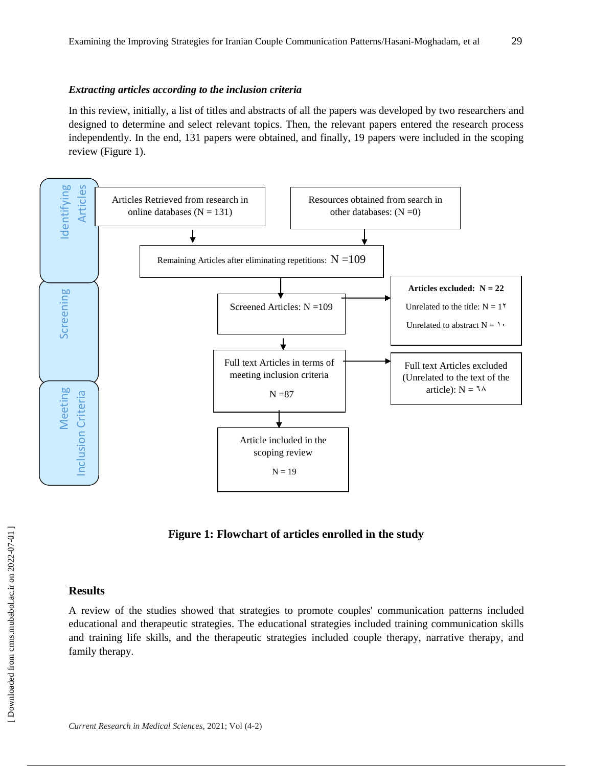### *Extracting articles according to the inclusion criteria*

In this review, initially, a list of titles and abstracts of all the papers was developed by two researchers and designed to determine and select relevant topics. Then, the relevant papers entered the research process independently. In the end, 131 papers were obtained, and finally, 19 papers were included in the scoping review (Figure 1).

**Identifying Articles**

- Articles Retrieved from research in online databases (N = 131)
- Resources obtained from search in other databases: (N =0)
- Remaining Articles after eliminating repetitions: N =109

**Screening**

- Screened Articles: N =109
  - **Articles excluded: N = 22**
    - Unrelated to the title: N = 1۲
    - Unrelated to abstract N = ۱۰

**Meeting Inclusion Criteria**

- Full text Articles in terms of meeting inclusion criteria N =87
  - Full text Articles excluded (Unrelated to the text of the article): N = ٦٨
- Article included in the scoping review N = 19

**Figure 1: Flowchart of articles enrolled in the study**

## Results

A review of the studies showed that strategies to promote couples' communication patterns included educational and therapeutic strategies. The educational strategies included training communication skills and training life skills, and the therapeutic strategies included couple therapy, narrative therapy, and family therapy.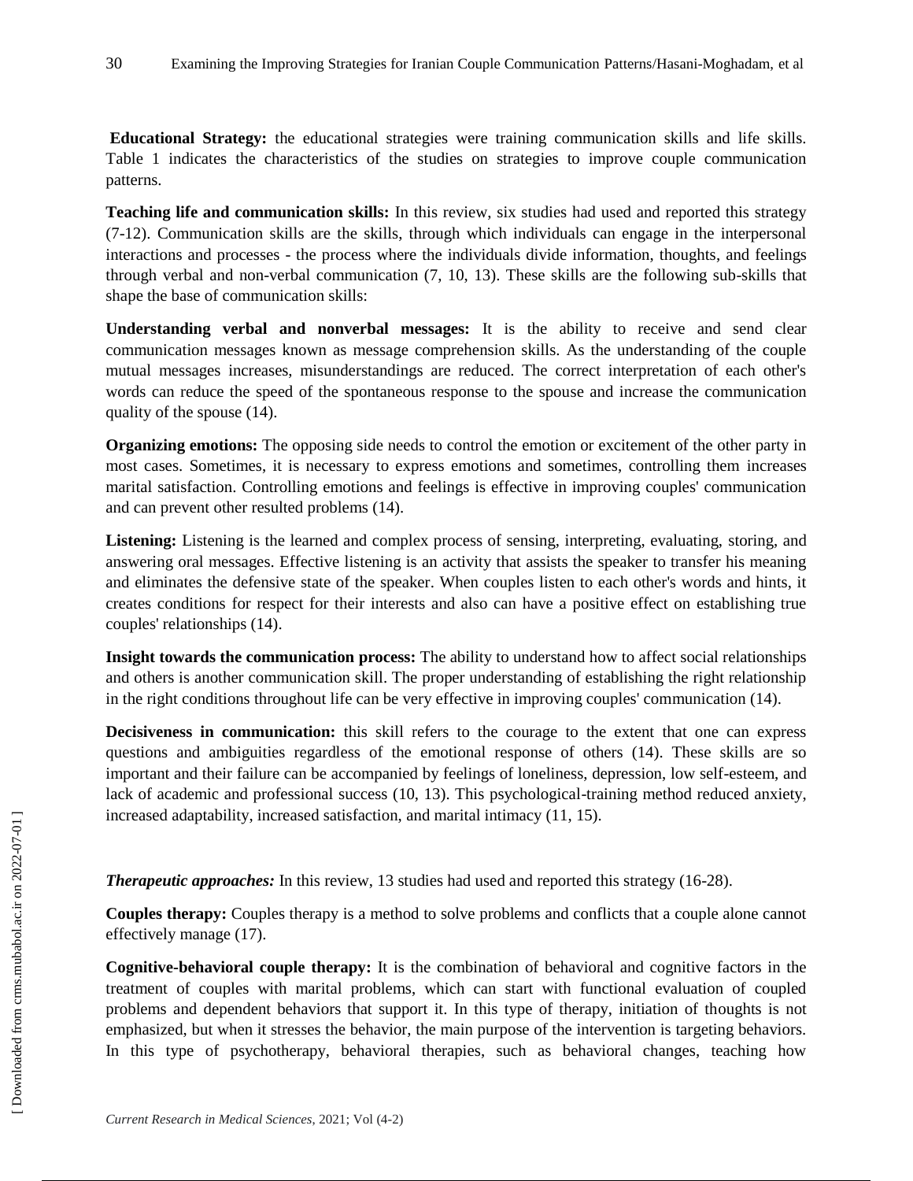**Educational Strategy:** the educational strategies were training communication skills and life skills. Table 1 indicates the characteristics of the studies on strategies to improve couple communication patterns.

**Teaching life and communication skills:** In this review, six studies had used and reported this strategy (7-12). Communication skills are the skills, through which individuals can engage in the interpersonal interactions and processes - the process where the individuals divide information, thoughts, and feelings through verbal and non-verbal communication (7, 10, 13). These skills are the following sub-skills that shape the base of communication skills:

**Understanding verbal and nonverbal messages:** It is the ability to receive and send clear communication messages known as message comprehension skills. As the understanding of the couple mutual messages increases, misunderstandings are reduced. The correct interpretation of each other's words can reduce the speed of the spontaneous response to the spouse and increase the communication quality of the spouse (14).

**Organizing emotions:** The opposing side needs to control the emotion or excitement of the other party in most cases. Sometimes, it is necessary to express emotions and sometimes, controlling them increases marital satisfaction. Controlling emotions and feelings is effective in improving couples' communication and can prevent other resulted problems (14).

**Listening:** Listening is the learned and complex process of sensing, interpreting, evaluating, storing, and answering oral messages. Effective listening is an activity that assists the speaker to transfer his meaning and eliminates the defensive state of the speaker. When couples listen to each other's words and hints, it creates conditions for respect for their interests and also can have a positive effect on establishing true couples' relationships (14).

**Insight towards the communication process:** The ability to understand how to affect social relationships and others is another communication skill. The proper understanding of establishing the right relationship in the right conditions throughout life can be very effective in improving couples' communication (14).

**Decisiveness in communication:** this skill refers to the courage to the extent that one can express questions and ambiguities regardless of the emotional response of others (14). These skills are so important and their failure can be accompanied by feelings of loneliness, depression, low self-esteem, and lack of academic and professional success (10, 13). This psychological-training method reduced anxiety, increased adaptability, increased satisfaction, and marital intimacy (11, 15).

***Therapeutic approaches:*** In this review, 13 studies had used and reported this strategy (16-28).

**Couples therapy:** Couples therapy is a method to solve problems and conflicts that a couple alone cannot effectively manage (17).

**Cognitive-behavioral couple therapy:** It is the combination of behavioral and cognitive factors in the treatment of couples with marital problems, which can start with functional evaluation of coupled problems and dependent behaviors that support it. In this type of therapy, initiation of thoughts is not emphasized, but when it stresses the behavior, the main purpose of the intervention is targeting behaviors. In this type of psychotherapy, behavioral therapies, such as behavioral changes, teaching how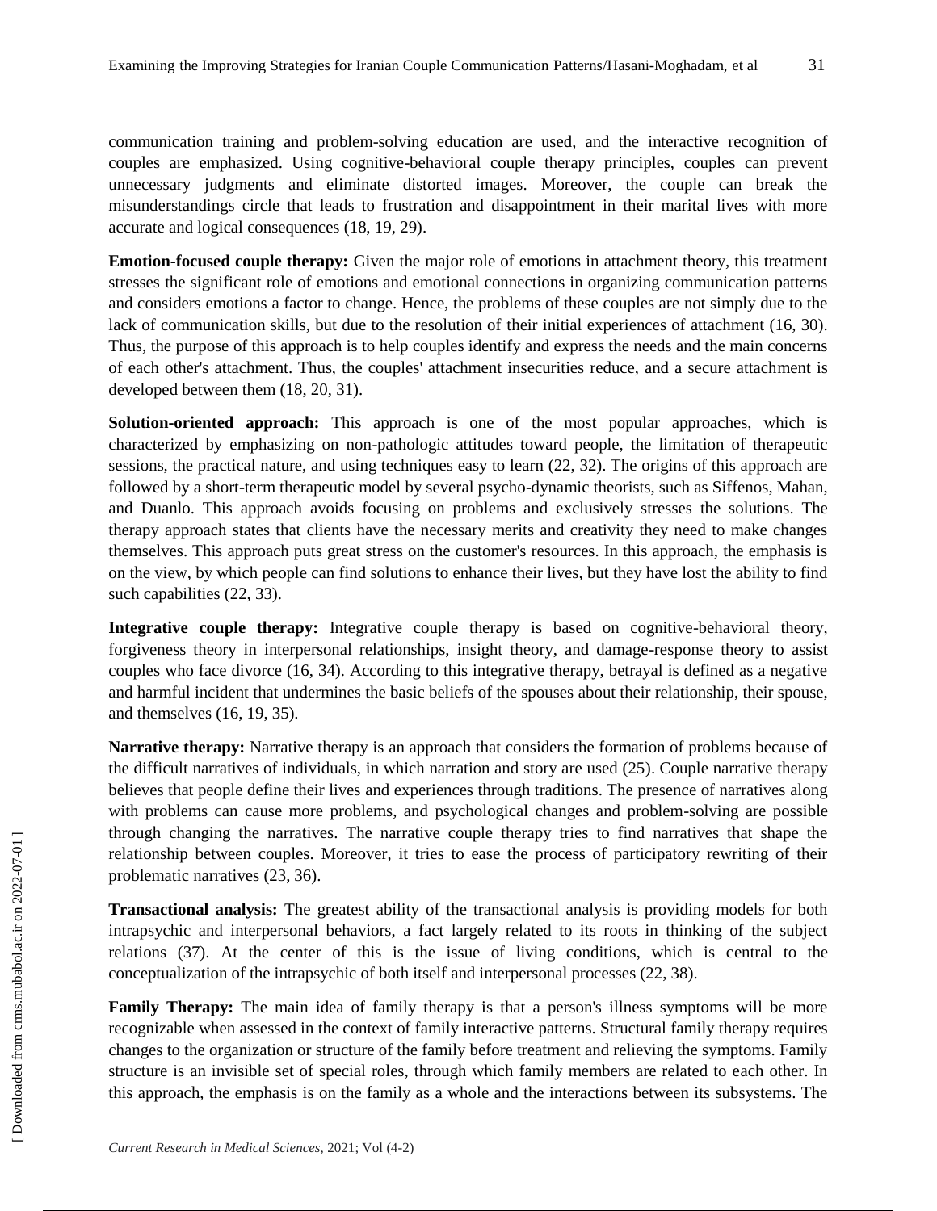communication training and problem-solving education are used, and the interactive recognition of couples are emphasized. Using cognitive-behavioral couple therapy principles, couples can prevent unnecessary judgments and eliminate distorted images. Moreover, the couple can break the misunderstandings circle that leads to frustration and disappointment in their marital lives with more accurate and logical consequences (18, 19, 29).

**Emotion-focused couple therapy:** Given the major role of emotions in attachment theory, this treatment stresses the significant role of emotions and emotional connections in organizing communication patterns and considers emotions a factor to change. Hence, the problems of these couples are not simply due to the lack of communication skills, but due to the resolution of their initial experiences of attachment (16, 30). Thus, the purpose of this approach is to help couples identify and express the needs and the main concerns of each other's attachment. Thus, the couples' attachment insecurities reduce, and a secure attachment is developed between them (18, 20, 31).

**Solution-oriented approach:** This approach is one of the most popular approaches, which is characterized by emphasizing on non-pathologic attitudes toward people, the limitation of therapeutic sessions, the practical nature, and using techniques easy to learn (22, 32). The origins of this approach are followed by a short-term therapeutic model by several psycho-dynamic theorists, such as Siffenos, Mahan, and Duanlo. This approach avoids focusing on problems and exclusively stresses the solutions. The therapy approach states that clients have the necessary merits and creativity they need to make changes themselves. This approach puts great stress on the customer's resources. In this approach, the emphasis is on the view, by which people can find solutions to enhance their lives, but they have lost the ability to find such capabilities (22, 33).

**Integrative couple therapy:** Integrative couple therapy is based on cognitive-behavioral theory, forgiveness theory in interpersonal relationships, insight theory, and damage-response theory to assist couples who face divorce (16, 34). According to this integrative therapy, betrayal is defined as a negative and harmful incident that undermines the basic beliefs of the spouses about their relationship, their spouse, and themselves (16, 19, 35).

**Narrative therapy:** Narrative therapy is an approach that considers the formation of problems because of the difficult narratives of individuals, in which narration and story are used (25). Couple narrative therapy believes that people define their lives and experiences through traditions. The presence of narratives along with problems can cause more problems, and psychological changes and problem-solving are possible through changing the narratives. The narrative couple therapy tries to find narratives that shape the relationship between couples. Moreover, it tries to ease the process of participatory rewriting of their problematic narratives (23, 36).

**Transactional analysis:** The greatest ability of the transactional analysis is providing models for both intrapsychic and interpersonal behaviors, a fact largely related to its roots in thinking of the subject relations (37). At the center of this is the issue of living conditions, which is central to the conceptualization of the intrapsychic of both itself and interpersonal processes (22, 38).

**Family Therapy:** The main idea of family therapy is that a person's illness symptoms will be more recognizable when assessed in the context of family interactive patterns. Structural family therapy requires changes to the organization or structure of the family before treatment and relieving the symptoms. Family structure is an invisible set of special roles, through which family members are related to each other. In this approach, the emphasis is on the family as a whole and the interactions between its subsystems. The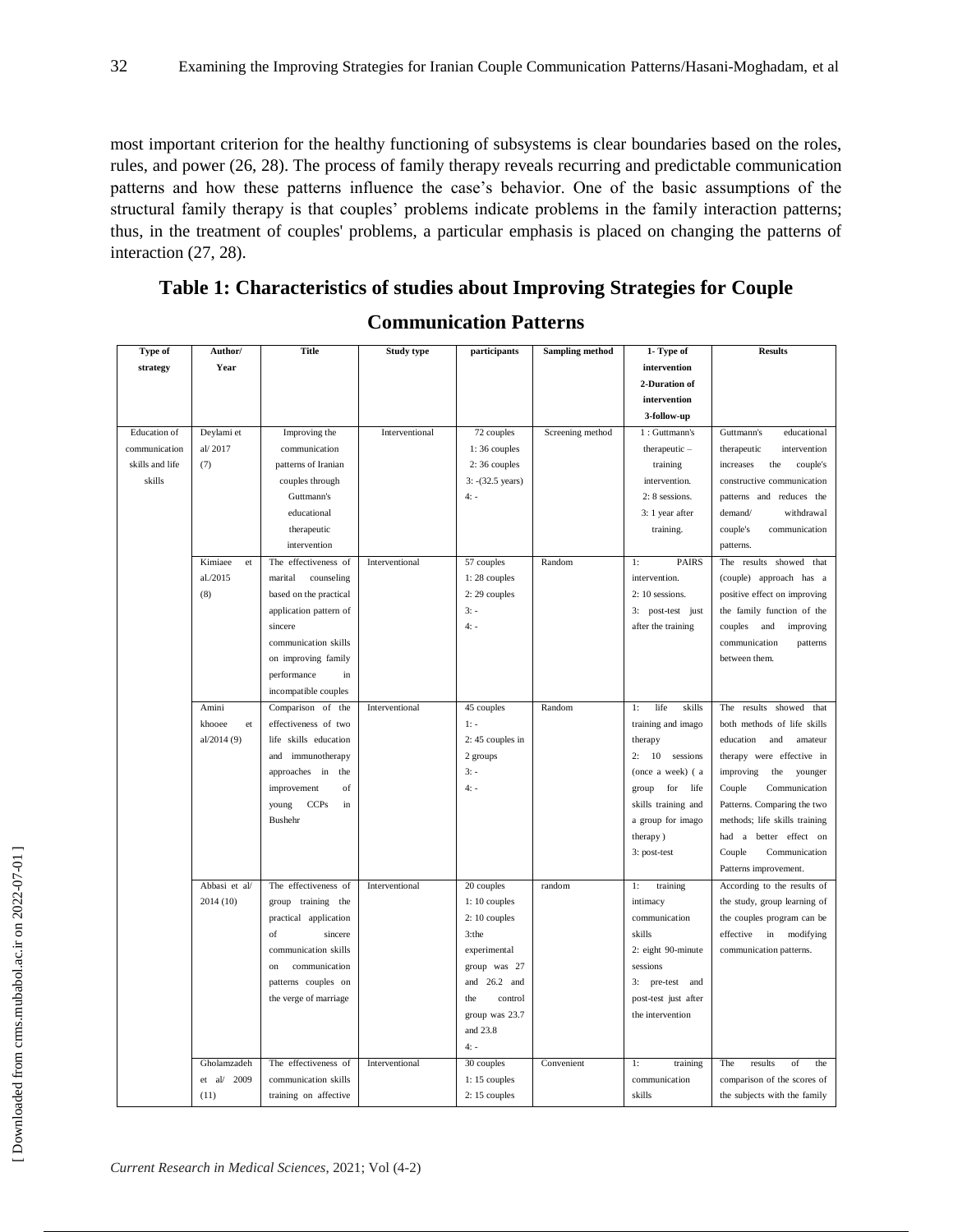most important criterion for the healthy functioning of subsystems is clear boundaries based on the roles, rules, and power (26, 28). The process of family therapy reveals recurring and predictable communication patterns and how these patterns influence the case's behavior. One of the basic assumptions of the structural family therapy is that couples' problems indicate problems in the family interaction patterns; thus, in the treatment of couples' problems, a particular emphasis is placed on changing the patterns of interaction (27, 28).

## Table 1: Characteristics of studies about Improving Strategies for Couple Communication Patterns

| Type of strategy | Author/ Year | Title | Study type | participants | Sampling method | 1- Type of intervention 2-Duration of intervention 3-follow-up | Results |
|---|---|---|---|---|---|---|---|
| Education of communication skills and life skills | Deylami et al/ 2017 (7) | Improving the communication patterns of Iranian couples through Guttmann's educational therapeutic intervention | Interventional | 72 couples 1: 36 couples 2: 36 couples 3: -(32.5 years) 4: - | Screening method | 1 : Guttmann's therapeutic – training intervention. 2: 8 sessions. 3: 1 year after training. | Guttmann's educational therapeutic intervention increases the couple's constructive communication patterns and reduces the demand/ withdrawal couple's communication patterns. |
| | Kimiaee et al./2015 (8) | The effectiveness of marital counseling based on the practical application pattern of sincere communication skills on improving family performance in incompatible couples | Interventional | 57 couples 1: 28 couples 2: 29 couples 3: - 4: - | Random | 1: PAIRS intervention. 2: 10 sessions. 3: post-test just after the training | The results showed that (couple) approach has a positive effect on improving the family function of the couples and improving communication patterns between them. |
| | Amini khooee et al/2014 (9) | Comparison of the effectiveness of two life skills education and immunotherapy approaches in the improvement of young CCPs in Bushehr | Interventional | 45 couples 1: - 2: 45 couples in 2 groups 3: - 4: - | Random | 1: life skills training and imago therapy 2: 10 sessions (once a week) ( a group for life skills training and a group for imago therapy ) 3: post-test | The results showed that both methods of life skills education and amateur therapy were effective in improving the younger Couple Communication Patterns. Comparing the two methods; life skills training had a better effect on Couple Communication Patterns improvement. |
| | Abbasi et al/ 2014 (10) | The effectiveness of group training the practical application of sincere communication skills on communication patterns couples on the verge of marriage | Interventional | 20 couples 1: 10 couples 2: 10 couples 3:the experimental group was 27 and 26.2 and the control group was 23.7 and 23.8 4: - | random | 1: training intimacy communication skills 2: eight 90-minute sessions 3: pre-test and post-test just after the intervention | According to the results of the study, group learning of the couples program can be effective in modifying communication patterns. |
| | Gholamzadeh et al/ 2009 (11) | The effectiveness of communication skills training on affective | Interventional | 30 couples 1: 15 couples 2: 15 couples | Convenient | 1: training communication skills | The results of the comparison of the scores of the subjects with the family |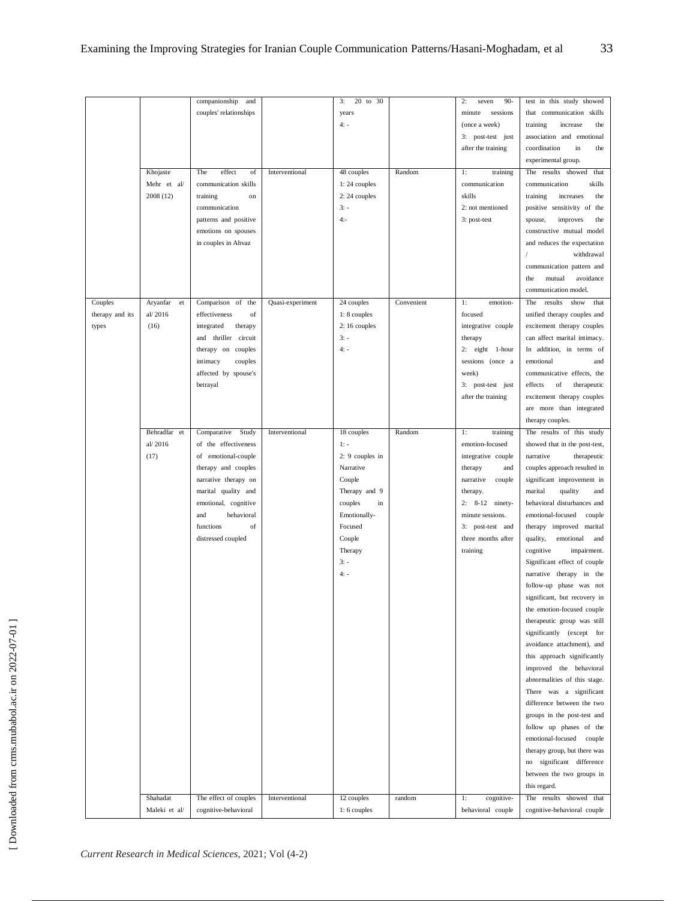| | | companionship and couples' relationships | | 3: 20 to 30 years<br>4: - | | 2: seven 90-minute sessions (once a week)<br>3: post-test just after the training | test in this study showed that communication skills training increase the association and emotional coordination in the experimental group. |
|---|---|---|---|---|---|---|---|
| | Khojaste Mehr et al/ 2008 (12) | The effect of communication skills training on communication patterns and positive emotions on spouses in couples in Ahvaz | Interventional | 48 couples<br>1: 24 couples<br>2: 24 couples<br>3: -<br>4:- | Random | 1: training communication skills<br>2: not mentioned<br>3: post-test | The results showed that communication skills training increases the positive sensitivity of the spouse, improves the constructive mutual model and reduces the expectation / withdrawal communication pattern and the mutual avoidance communication model. |
| Couples therapy and its types | Aryanfar et al/ 2016 (16) | Comparison of the effectiveness of integrated therapy and thriller circuit therapy on couples intimacy couples affected by spouse's betrayal | Quasi-experiment | 24 couples<br>1: 8 couples<br>2: 16 couples<br>3: -<br>4: - | Convenient | 1: emotion-focused integrative couple therapy<br>2: eight 1-hour sessions (once a week)<br>3: post-test just after the training | The results show that unified therapy couples and excitement therapy couples can affect marital intimacy. In addition, in terms of emotional and communicative effects, the effects of therapeutic excitement therapy couples are more than integrated therapy couples. |
| | Behradfar et al/ 2016 (17) | Comparative Study of the effectiveness of emotional-couple therapy and couples narrative therapy on marital quality and emotional, cognitive and behavioral functions of distressed coupled | Interventional | 18 couples<br>1: -<br>2: 9 couples in Narrative Couple Therapy and 9 couples in Emotionally-Focused Couple Therapy<br>3: -<br>4: - | Random | 1: training emotion-focused integrative couple therapy and narrative couple therapy.<br>2: 8-12 ninety-minute sessions.<br>3: post-test and three months after training | The results of this study showed that in the post-test, narrative therapeutic couples approach resulted in significant improvement in marital quality and behavioral disturbances and emotional-focused couple therapy improved marital quality, emotional and cognitive impairment. Significant effect of couple narrative therapy in the follow-up phase was not significant, but recovery in the emotion-focused couple therapeutic group was still significantly (except for avoidance attachment), and this approach significantly improved the behavioral abnormalities of this stage. There was a significant difference between the two groups in the post-test and follow up phases of the emotional-focused couple therapy group, but there was no significant difference between the two groups in this regard. |
| | Shahadat Maleki et al/ | The effect of couples cognitive-behavioral | Interventional | 12 couples<br>1: 6 couples | random | 1: cognitive-behavioral couple | The results showed that cognitive-behavioral couple |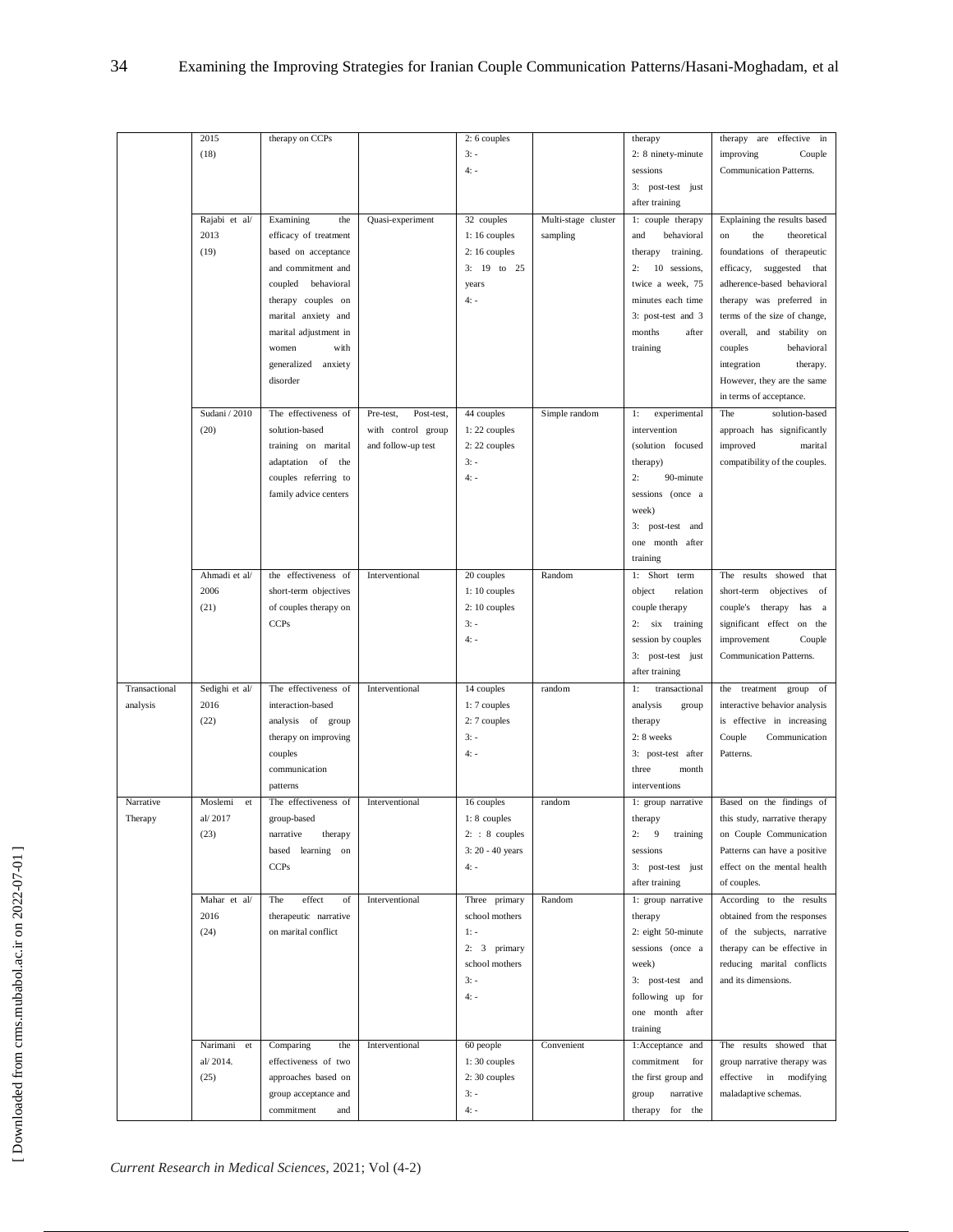| | | | | | | | |
|---|---|---|---|---|---|---|---|
| | 2015 (18) | therapy on CCPs | | 2: 6 couples<br>3: -<br>4: - | | therapy<br>2: 8 ninety-minute sessions<br>3: post-test just after training | therapy are effective in improving Couple Communication Patterns. |
| | Rajabi et al/ 2013 (19) | Examining the efficacy of treatment based on acceptance and commitment and coupled behavioral therapy couples on marital anxiety and marital adjustment in women with generalized anxiety disorder | Quasi-experiment | 32 couples<br>1: 16 couples<br>2: 16 couples<br>3: 19 to 25 years<br>4: - | Multi-stage cluster sampling | 1: couple therapy and behavioral therapy training.<br>2: 10 sessions, twice a week, 75 minutes each time<br>3: post-test and 3 months after training | Explaining the results based on the theoretical foundations of therapeutic efficacy, suggested that adherence-based behavioral therapy was preferred in terms of the size of change, overall, and stability on couples behavioral integration therapy. However, they are the same in terms of acceptance. |
| | Sudani / 2010 (20) | The effectiveness of solution-based training on marital adaptation of the couples referring to family advice centers | Pre-test, Post-test, with control group and follow-up test | 44 couples<br>1: 22 couples<br>2: 22 couples<br>3: -<br>4: - | Simple random | 1: experimental intervention (solution focused therapy)<br>2: 90-minute sessions (once a week)<br>3: post-test and one month after training | The solution-based approach has significantly improved marital compatibility of the couples. |
| | Ahmadi et al/ 2006 (21) | the effectiveness of short-term objectives of couples therapy on CCPs | Interventional | 20 couples<br>1: 10 couples<br>2: 10 couples<br>3: -<br>4: - | Random | 1: Short term object relation couple therapy<br>2: six training session by couples<br>3: post-test just after training | The results showed that short-term objectives of couple's therapy has a significant effect on the improvement Couple Communication Patterns. |
| Transactional analysis | Sedighi et al/ 2016 (22) | The effectiveness of interaction-based analysis of group therapy on improving couples communication patterns | Interventional | 14 couples<br>1: 7 couples<br>2: 7 couples<br>3: -<br>4: - | random | 1: transactional analysis group therapy<br>2: 8 weeks<br>3: post-test after three month interventions | the treatment group of interactive behavior analysis is effective in increasing Couple Communication Patterns. |
| Narrative Therapy | Moslemi et al/ 2017 (23) | The effectiveness of group-based narrative therapy based learning on CCPs | Interventional | 16 couples<br>1: 8 couples<br>2: : 8 couples<br>3: 20 - 40 years<br>4: - | random | 1: group narrative therapy<br>2: 9 training sessions<br>3: post-test just after training | Based on the findings of this study, narrative therapy on Couple Communication Patterns can have a positive effect on the mental health of couples. |
| | Mahar et al/ 2016 (24) | The effect of therapeutic narrative on marital conflict | Interventional | Three primary school mothers<br>1: -<br>2: 3 primary school mothers<br>3: -<br>4: - | Random | 1: group narrative therapy<br>2: eight 50-minute sessions (once a week)<br>3: post-test and following up for one month after training | According to the results obtained from the responses of the subjects, narrative therapy can be effective in reducing marital conflicts and its dimensions. |
| | Narimani et al/ 2014. (25) | Comparing the effectiveness of two approaches based on group acceptance and commitment and | Interventional | 60 people<br>1: 30 couples<br>2: 30 couples<br>3: -<br>4: - | Convenient | 1:Acceptance and commitment for the first group and group narrative therapy for the | The results showed that group narrative therapy was effective in modifying maladaptive schemas. |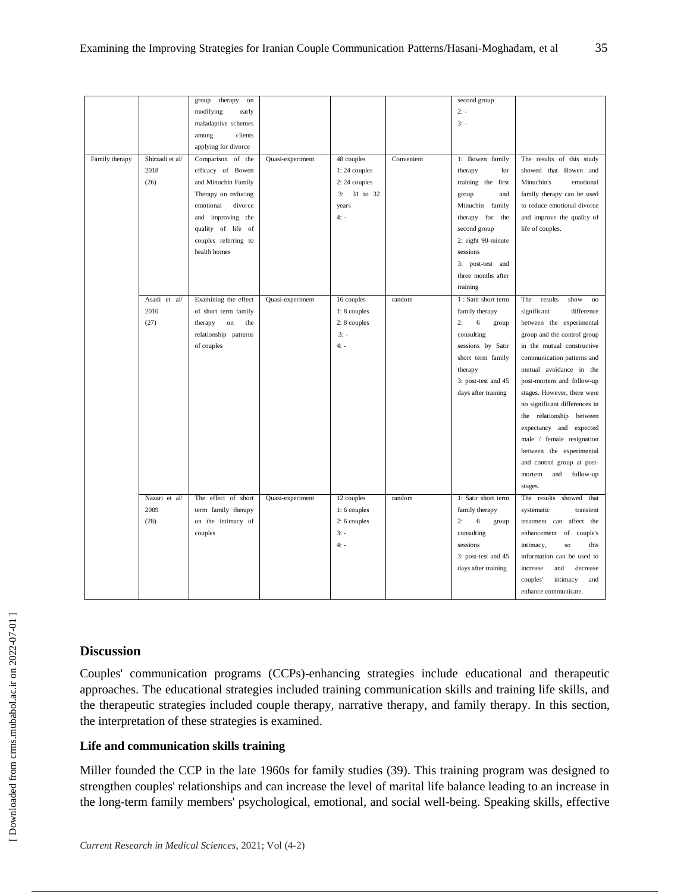| | | group therapy on modifying early maladaptive schemes among clients applying for divorce | | | | second group<br>2: -<br>3: - | |
|---|---|---|---|---|---|---|---|
| Family therapy | Shirzadi et al/ 2018 (26) | Comparison of the efficacy of Bowen and Minuchin Family Therapy on reducing emotional divorce and improving the quality of life of couples referring to health homes | Quasi-experiment | 48 couples<br>1: 24 couples<br>2: 24 couples<br>3: 31 to 32 years<br>4: - | Convenient | 1: Bowen family therapy for training the first group and Minuchin family therapy for the second group<br>2: eight 90-minute sessions<br>3: post-test and three months after training | The results of this study showed that Bowen and Minuchin's emotional family therapy can be used to reduce emotional divorce and improve the quality of life of couples. |
| | Asadi et al/ 2010 (27) | Examining the effect of short term family therapy on the relationship patterns of couples | Quasi-experiment | 16 couples<br>1: 8 couples<br>2: 8 couples<br>3: -<br>4: - | random | 1 : Satir short term family therapy<br>2: 6 group consulting sessions by Satir short term family therapy<br>3: post-test and 45 days after training | The results show no significant difference between the experimental group and the control group in the mutual constructive communication patterns and mutual avoidance in the post-mortem and follow-up stages. However, there were no significant differences in the relationship between expectancy and expected male / female resignation between the experimental and control group at post-mortem and follow-up stages. |
| | Nazari et al/ 2009 (28) | The effect of short term family therapy on the intimacy of couples | Quasi-experiment | 12 couples<br>1: 6 couples<br>2: 6 couples<br>3: -<br>4: - | random | 1: Satir short term family therapy<br>2: 6 group consulting sessions<br>3: post-test and 45 days after training | The results showed that systematic transient treatment can affect the enhancement of couple's intimacy, so this information can be used to increase and decrease couples' intimacy and enhance communicate. |

## Discussion

Couples' communication programs (CCPs)-enhancing strategies include educational and therapeutic approaches. The educational strategies included training communication skills and training life skills, and the therapeutic strategies included couple therapy, narrative therapy, and family therapy. In this section, the interpretation of these strategies is examined.

### Life and communication skills training

Miller founded the CCP in the late 1960s for family studies (39). This training program was designed to strengthen couples' relationships and can increase the level of marital life balance leading to an increase in the long-term family members' psychological, emotional, and social well-being. Speaking skills, effective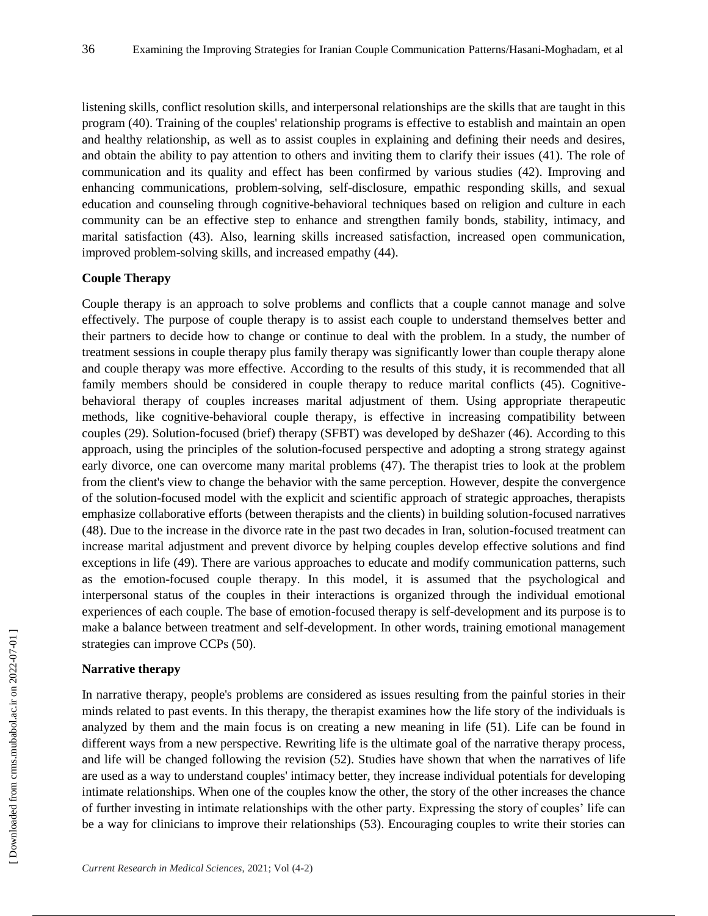listening skills, conflict resolution skills, and interpersonal relationships are the skills that are taught in this program (40). Training of the couples' relationship programs is effective to establish and maintain an open and healthy relationship, as well as to assist couples in explaining and defining their needs and desires, and obtain the ability to pay attention to others and inviting them to clarify their issues (41). The role of communication and its quality and effect has been confirmed by various studies (42). Improving and enhancing communications, problem-solving, self-disclosure, empathic responding skills, and sexual education and counseling through cognitive-behavioral techniques based on religion and culture in each community can be an effective step to enhance and strengthen family bonds, stability, intimacy, and marital satisfaction (43). Also, learning skills increased satisfaction, increased open communication, improved problem-solving skills, and increased empathy (44).

**Couple Therapy**

Couple therapy is an approach to solve problems and conflicts that a couple cannot manage and solve effectively. The purpose of couple therapy is to assist each couple to understand themselves better and their partners to decide how to change or continue to deal with the problem. In a study, the number of treatment sessions in couple therapy plus family therapy was significantly lower than couple therapy alone and couple therapy was more effective. According to the results of this study, it is recommended that all family members should be considered in couple therapy to reduce marital conflicts (45). Cognitive-behavioral therapy of couples increases marital adjustment of them. Using appropriate therapeutic methods, like cognitive-behavioral couple therapy, is effective in increasing compatibility between couples (29). Solution-focused (brief) therapy (SFBT) was developed by deShazer (46). According to this approach, using the principles of the solution-focused perspective and adopting a strong strategy against early divorce, one can overcome many marital problems (47). The therapist tries to look at the problem from the client's view to change the behavior with the same perception. However, despite the convergence of the solution-focused model with the explicit and scientific approach of strategic approaches, therapists emphasize collaborative efforts (between therapists and the clients) in building solution-focused narratives (48). Due to the increase in the divorce rate in the past two decades in Iran, solution-focused treatment can increase marital adjustment and prevent divorce by helping couples develop effective solutions and find exceptions in life (49). There are various approaches to educate and modify communication patterns, such as the emotion-focused couple therapy. In this model, it is assumed that the psychological and interpersonal status of the couples in their interactions is organized through the individual emotional experiences of each couple. The base of emotion-focused therapy is self-development and its purpose is to make a balance between treatment and self-development. In other words, training emotional management strategies can improve CCPs (50).

**Narrative therapy**

In narrative therapy, people's problems are considered as issues resulting from the painful stories in their minds related to past events. In this therapy, the therapist examines how the life story of the individuals is analyzed by them and the main focus is on creating a new meaning in life (51). Life can be found in different ways from a new perspective. Rewriting life is the ultimate goal of the narrative therapy process, and life will be changed following the revision (52). Studies have shown that when the narratives of life are used as a way to understand couples' intimacy better, they increase individual potentials for developing intimate relationships. When one of the couples know the other, the story of the other increases the chance of further investing in intimate relationships with the other party. Expressing the story of couples' life can be a way for clinicians to improve their relationships (53). Encouraging couples to write their stories can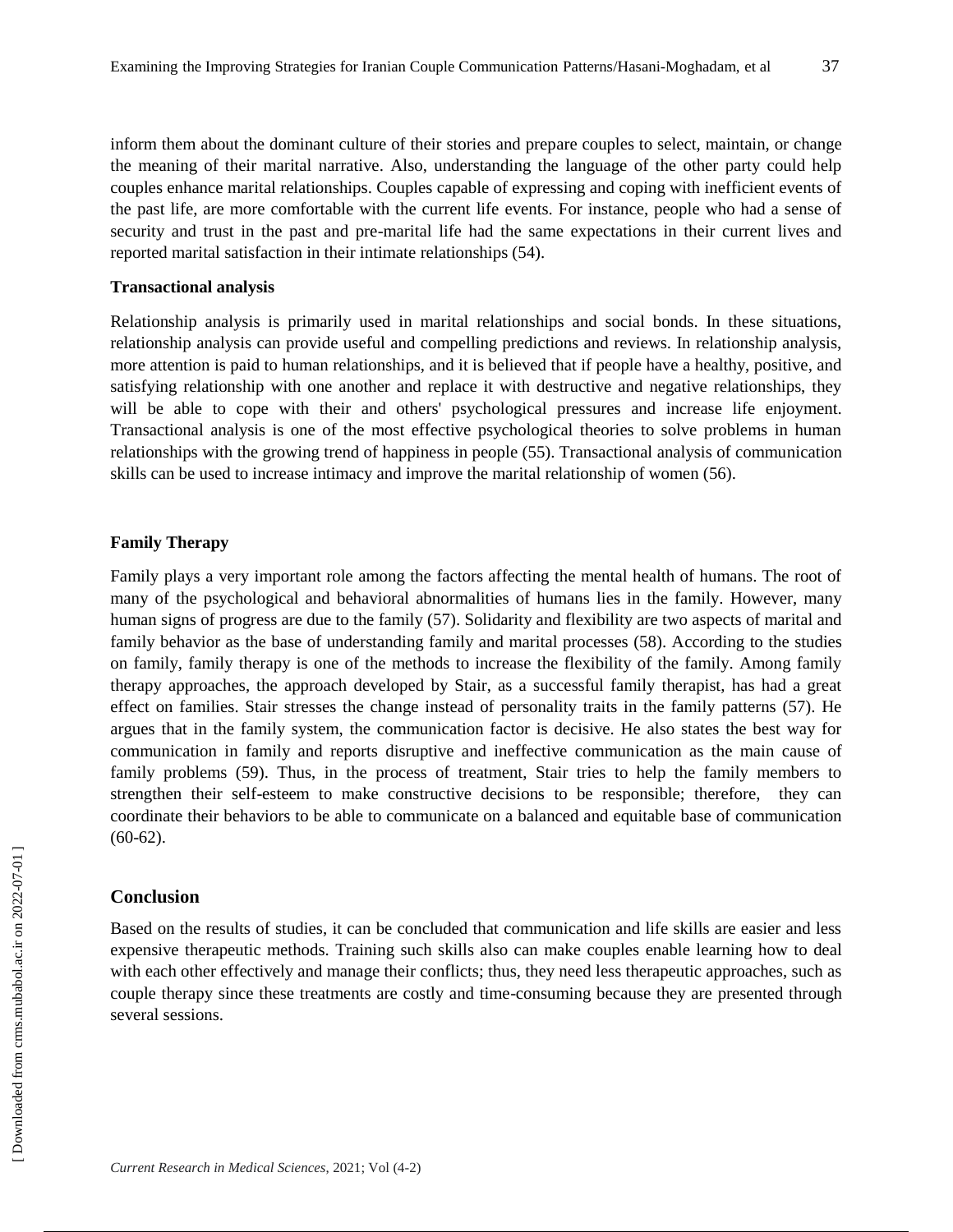inform them about the dominant culture of their stories and prepare couples to select, maintain, or change the meaning of their marital narrative. Also, understanding the language of the other party could help couples enhance marital relationships. Couples capable of expressing and coping with inefficient events of the past life, are more comfortable with the current life events. For instance, people who had a sense of security and trust in the past and pre-marital life had the same expectations in their current lives and reported marital satisfaction in their intimate relationships (54).

**Transactional analysis**

Relationship analysis is primarily used in marital relationships and social bonds. In these situations, relationship analysis can provide useful and compelling predictions and reviews. In relationship analysis, more attention is paid to human relationships, and it is believed that if people have a healthy, positive, and satisfying relationship with one another and replace it with destructive and negative relationships, they will be able to cope with their and others' psychological pressures and increase life enjoyment. Transactional analysis is one of the most effective psychological theories to solve problems in human relationships with the growing trend of happiness in people (55). Transactional analysis of communication skills can be used to increase intimacy and improve the marital relationship of women (56).

**Family Therapy**

Family plays a very important role among the factors affecting the mental health of humans. The root of many of the psychological and behavioral abnormalities of humans lies in the family. However, many human signs of progress are due to the family (57). Solidarity and flexibility are two aspects of marital and family behavior as the base of understanding family and marital processes (58). According to the studies on family, family therapy is one of the methods to increase the flexibility of the family. Among family therapy approaches, the approach developed by Stair, as a successful family therapist, has had a great effect on families. Stair stresses the change instead of personality traits in the family patterns (57). He argues that in the family system, the communication factor is decisive. He also states the best way for communication in family and reports disruptive and ineffective communication as the main cause of family problems (59). Thus, in the process of treatment, Stair tries to help the family members to strengthen their self-esteem to make constructive decisions to be responsible; therefore, they can coordinate their behaviors to be able to communicate on a balanced and equitable base of communication (60-62).

## Conclusion

Based on the results of studies, it can be concluded that communication and life skills are easier and less expensive therapeutic methods. Training such skills also can make couples enable learning how to deal with each other effectively and manage their conflicts; thus, they need less therapeutic approaches, such as couple therapy since these treatments are costly and time-consuming because they are presented through several sessions.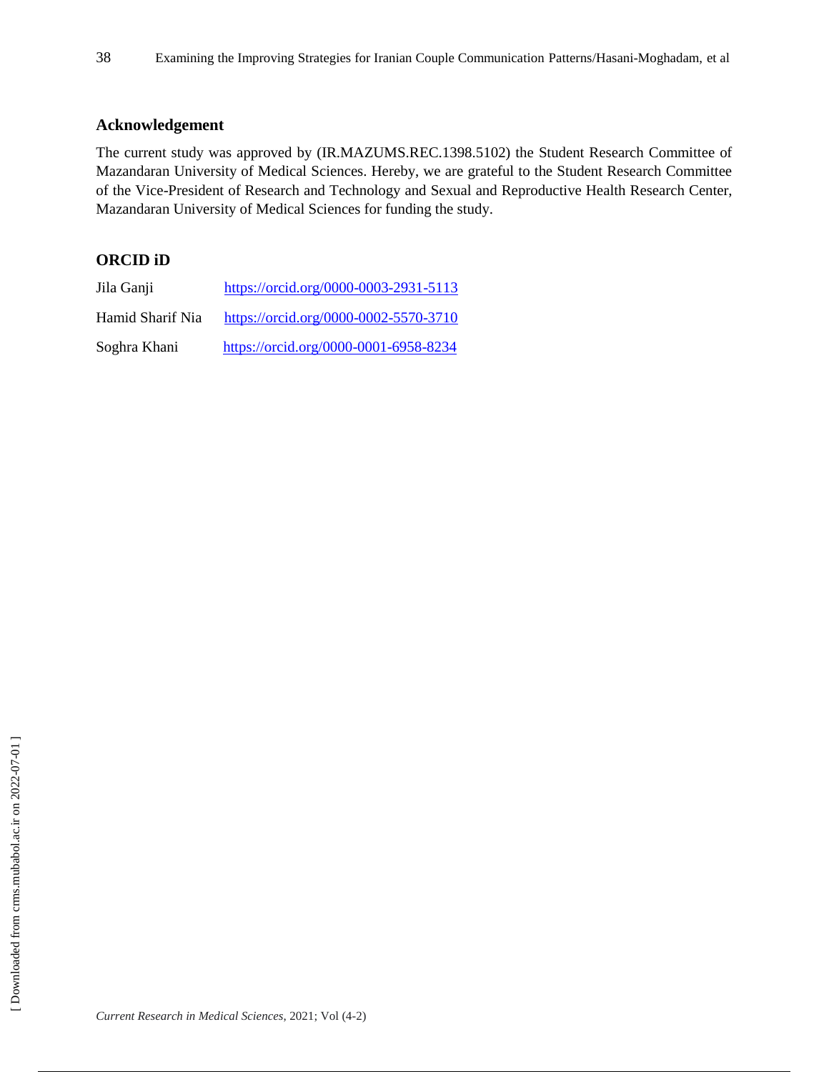## Acknowledgement

The current study was approved by (IR.MAZUMS.REC.1398.5102) the Student Research Committee of Mazandaran University of Medical Sciences. Hereby, we are grateful to the Student Research Committee of the Vice-President of Research and Technology and Sexual and Reproductive Health Research Center, Mazandaran University of Medical Sciences for funding the study.

## ORCID iD

Jila Ganji https://orcid.org/0000-0003-2931-5113

Hamid Sharif Nia https://orcid.org/0000-0002-5570-3710

Soghra Khani https://orcid.org/0000-0001-6958-8234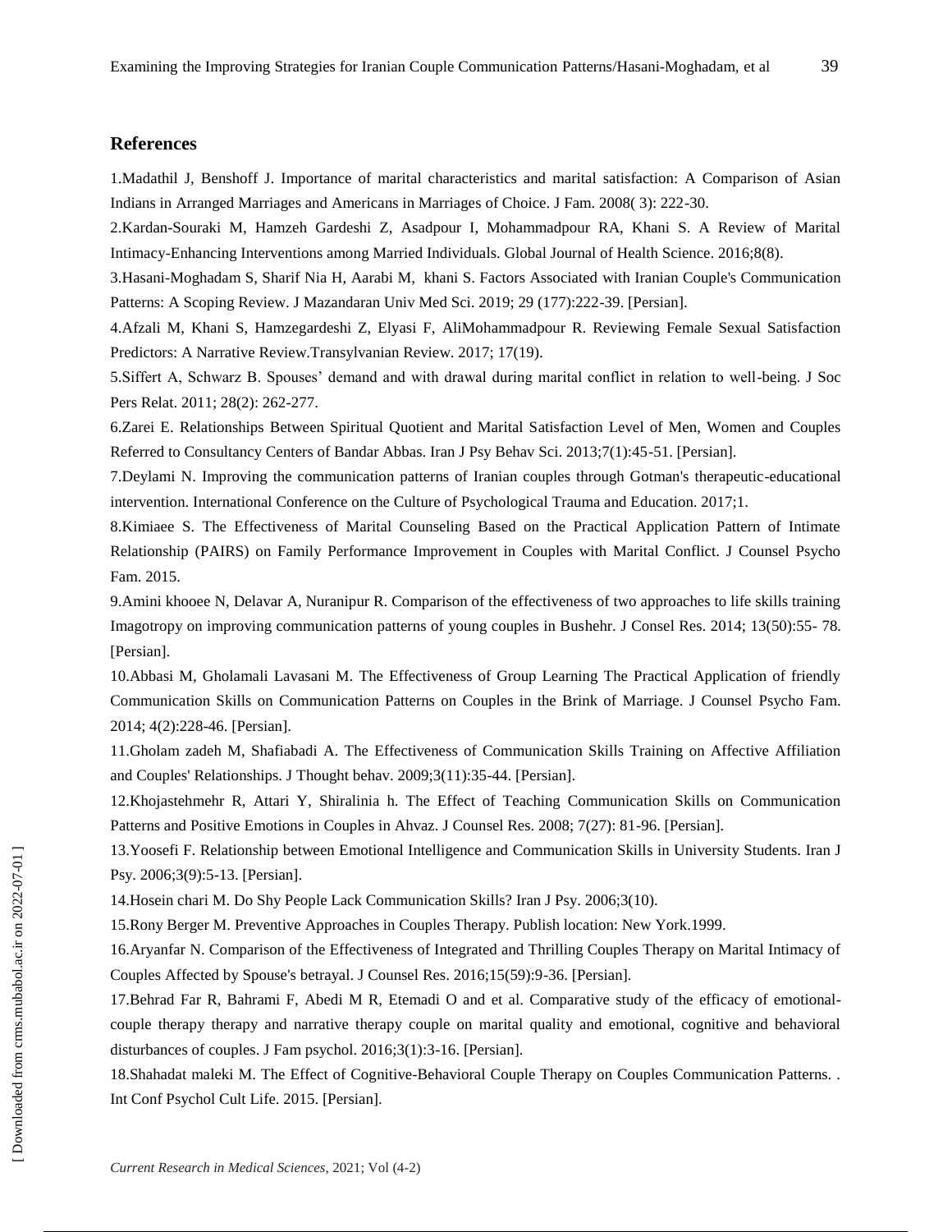## References

1.Madathil J, Benshoff J. Importance of marital characteristics and marital satisfaction: A Comparison of Asian Indians in Arranged Marriages and Americans in Marriages of Choice. J Fam. 2008( 3): 222-30.

2.Kardan-Souraki M, Hamzeh Gardeshi Z, Asadpour I, Mohammadpour RA, Khani S. A Review of Marital Intimacy-Enhancing Interventions among Married Individuals. Global Journal of Health Science. 2016;8(8).

3.Hasani-Moghadam S, Sharif Nia H, Aarabi M, khani S. Factors Associated with Iranian Couple's Communication Patterns: A Scoping Review. J Mazandaran Univ Med Sci. 2019; 29 (177):222-39. [Persian].

4.Afzali M, Khani S, Hamzegardeshi Z, Elyasi F, AliMohammadpour R. Reviewing Female Sexual Satisfaction Predictors: A Narrative Review.Transylvanian Review. 2017; 17(19).

5.Siffert A, Schwarz B. Spouses' demand and with drawal during marital conflict in relation to well-being. J Soc Pers Relat. 2011; 28(2): 262-277.

6.Zarei E. Relationships Between Spiritual Quotient and Marital Satisfaction Level of Men, Women and Couples Referred to Consultancy Centers of Bandar Abbas. Iran J Psy Behav Sci. 2013;7(1):45-51. [Persian].

7.Deylami N. Improving the communication patterns of Iranian couples through Gotman's therapeutic-educational intervention. International Conference on the Culture of Psychological Trauma and Education. 2017;1.

8.Kimiaee S. The Effectiveness of Marital Counseling Based on the Practical Application Pattern of Intimate Relationship (PAIRS) on Family Performance Improvement in Couples with Marital Conflict. J Counsel Psycho Fam. 2015.

9.Amini khooee N, Delavar A, Nuranipur R. Comparison of the effectiveness of two approaches to life skills training Imagotropy on improving communication patterns of young couples in Bushehr. J Consel Res. 2014; 13(50):55- 78. [Persian].

10.Abbasi M, Gholamali Lavasani M. The Effectiveness of Group Learning The Practical Application of friendly Communication Skills on Communication Patterns on Couples in the Brink of Marriage. J Counsel Psycho Fam. 2014; 4(2):228-46. [Persian].

11.Gholam zadeh M, Shafiabadi A. The Effectiveness of Communication Skills Training on Affective Affiliation and Couples' Relationships. J Thought behav. 2009;3(11):35-44. [Persian].

12.Khojastehmehr R, Attari Y, Shiralinia h. The Effect of Teaching Communication Skills on Communication Patterns and Positive Emotions in Couples in Ahvaz. J Counsel Res. 2008; 7(27): 81-96. [Persian].

13.Yoosefi F. Relationship between Emotional Intelligence and Communication Skills in University Students. Iran J Psy. 2006;3(9):5-13. [Persian].

14.Hosein chari M. Do Shy People Lack Communication Skills? Iran J Psy. 2006;3(10).

15.Rony Berger M. Preventive Approaches in Couples Therapy. Publish location: New York.1999.

16.Aryanfar N. Comparison of the Effectiveness of Integrated and Thrilling Couples Therapy on Marital Intimacy of Couples Affected by Spouse's betrayal. J Counsel Res. 2016;15(59):9-36. [Persian].

17.Behrad Far R, Bahrami F, Abedi M R, Etemadi O and et al. Comparative study of the efficacy of emotional-couple therapy therapy and narrative therapy couple on marital quality and emotional, cognitive and behavioral disturbances of couples. J Fam psychol. 2016;3(1):3-16. [Persian].

18.Shahadat maleki M. The Effect of Cognitive-Behavioral Couple Therapy on Couples Communication Patterns. . Int Conf Psychol Cult Life. 2015. [Persian].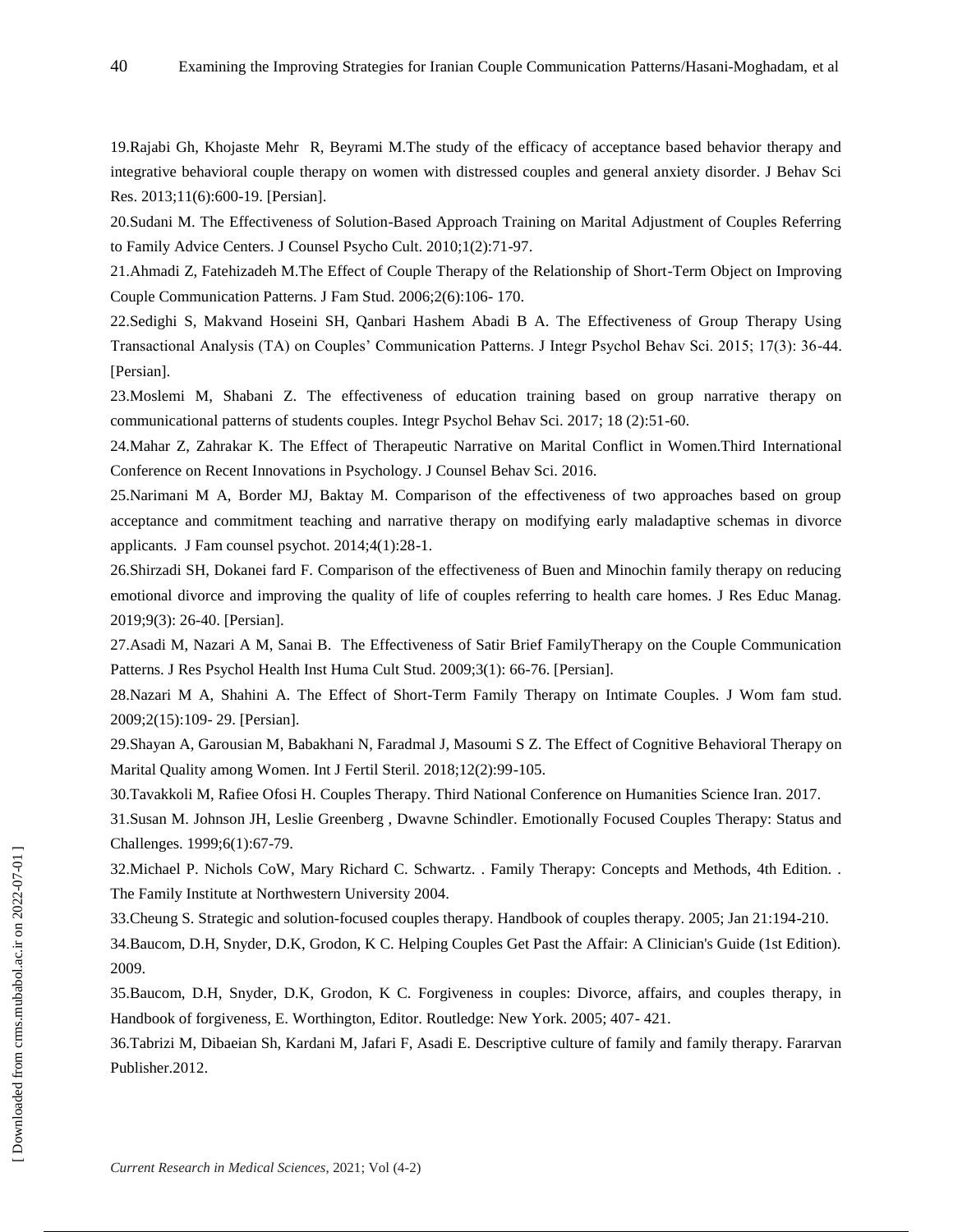19.Rajabi Gh, Khojaste Mehr R, Beyrami M.The study of the efficacy of acceptance based behavior therapy and integrative behavioral couple therapy on women with distressed couples and general anxiety disorder. J Behav Sci Res. 2013;11(6):600-19. [Persian].

20.Sudani M. The Effectiveness of Solution-Based Approach Training on Marital Adjustment of Couples Referring to Family Advice Centers. J Counsel Psycho Cult. 2010;1(2):71-97.

21.Ahmadi Z, Fatehizadeh M.The Effect of Couple Therapy of the Relationship of Short-Term Object on Improving Couple Communication Patterns. J Fam Stud. 2006;2(6):106- 170.

22.Sedighi S, Makvand Hoseini SH, Qanbari Hashem Abadi B A. The Effectiveness of Group Therapy Using Transactional Analysis (TA) on Couples' Communication Patterns. J Integr Psychol Behav Sci. 2015; 17(3): 36-44. [Persian].

23.Moslemi M, Shabani Z. The effectiveness of education training based on group narrative therapy on communicational patterns of students couples. Integr Psychol Behav Sci. 2017; 18 (2):51-60.

24.Mahar Z, Zahrakar K. The Effect of Therapeutic Narrative on Marital Conflict in Women.Third International Conference on Recent Innovations in Psychology. J Counsel Behav Sci. 2016.

25.Narimani M A, Border MJ, Baktay M. Comparison of the effectiveness of two approaches based on group acceptance and commitment teaching and narrative therapy on modifying early maladaptive schemas in divorce applicants. J Fam counsel psychot. 2014;4(1):28-1.

26.Shirzadi SH, Dokanei fard F. Comparison of the effectiveness of Buen and Minochin family therapy on reducing emotional divorce and improving the quality of life of couples referring to health care homes. J Res Educ Manag. 2019;9(3): 26-40. [Persian].

27.Asadi M, Nazari A M, Sanai B. The Effectiveness of Satir Brief FamilyTherapy on the Couple Communication Patterns. J Res Psychol Health Inst Huma Cult Stud. 2009;3(1): 66-76. [Persian].

28.Nazari M A, Shahini A. The Effect of Short-Term Family Therapy on Intimate Couples. J Wom fam stud. 2009;2(15):109- 29. [Persian].

29.Shayan A, Garousian M, Babakhani N, Faradmal J, Masoumi S Z. The Effect of Cognitive Behavioral Therapy on Marital Quality among Women. Int J Fertil Steril. 2018;12(2):99-105.

30.Tavakkoli M, Rafiee Ofosi H. Couples Therapy. Third National Conference on Humanities Science Iran. 2017.

31.Susan M. Johnson JH, Leslie Greenberg , Dwavne Schindler. Emotionally Focused Couples Therapy: Status and Challenges. 1999;6(1):67-79.

32.Michael P. Nichols CoW, Mary Richard C. Schwartz. . Family Therapy: Concepts and Methods, 4th Edition. . The Family Institute at Northwestern University 2004.

33.Cheung S. Strategic and solution-focused couples therapy. Handbook of couples therapy. 2005; Jan 21:194-210.

34.Baucom, D.H, Snyder, D.K, Grodon, K C. Helping Couples Get Past the Affair: A Clinician's Guide (1st Edition). 2009.

35.Baucom, D.H, Snyder, D.K, Grodon, K C. Forgiveness in couples: Divorce, affairs, and couples therapy, in Handbook of forgiveness, E. Worthington, Editor. Routledge: New York. 2005; 407- 421.

36.Tabrizi M, Dibaeian Sh, Kardani M, Jafari F, Asadi E. Descriptive culture of family and family therapy. Fararvan Publisher.2012.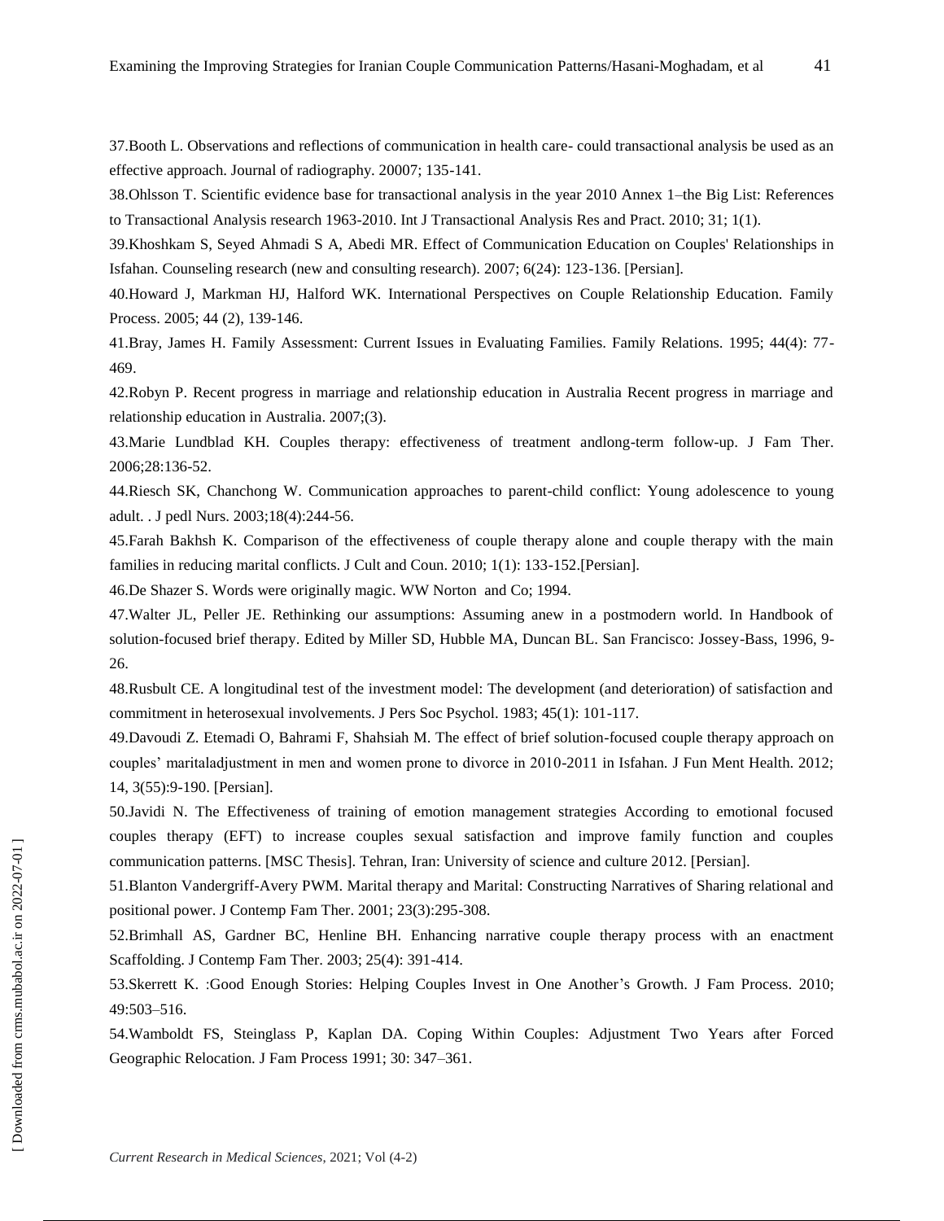37.Booth L. Observations and reflections of communication in health care- could transactional analysis be used as an effective approach. Journal of radiography. 20007; 135-141.

38.Ohlsson T. Scientific evidence base for transactional analysis in the year 2010 Annex 1–the Big List: References to Transactional Analysis research 1963-2010. Int J Transactional Analysis Res and Pract. 2010; 31; 1(1).

39.Khoshkam S, Seyed Ahmadi S A, Abedi MR. Effect of Communication Education on Couples' Relationships in Isfahan. Counseling research (new and consulting research). 2007; 6(24): 123-136. [Persian].

40.Howard J, Markman HJ, Halford WK. International Perspectives on Couple Relationship Education. Family Process. 2005; 44 (2), 139-146.

41.Bray, James H. Family Assessment: Current Issues in Evaluating Families. Family Relations. 1995; 44(4): 77-469.

42.Robyn P. Recent progress in marriage and relationship education in Australia Recent progress in marriage and relationship education in Australia. 2007;(3).

43.Marie Lundblad KH. Couples therapy: effectiveness of treatment andlong-term follow-up. J Fam Ther. 2006;28:136-52.

44.Riesch SK, Chanchong W. Communication approaches to parent-child conflict: Young adolescence to young adult. . J pedl Nurs. 2003;18(4):244-56.

45.Farah Bakhsh K. Comparison of the effectiveness of couple therapy alone and couple therapy with the main families in reducing marital conflicts. J Cult and Coun. 2010; 1(1): 133-152.[Persian].

46.De Shazer S. Words were originally magic. WW Norton and Co; 1994.

47.Walter JL, Peller JE. Rethinking our assumptions: Assuming anew in a postmodern world. In Handbook of solution-focused brief therapy. Edited by Miller SD, Hubble MA, Duncan BL. San Francisco: Jossey-Bass, 1996, 9-26.

48.Rusbult CE. A longitudinal test of the investment model: The development (and deterioration) of satisfaction and commitment in heterosexual involvements. J Pers Soc Psychol. 1983; 45(1): 101-117.

49.Davoudi Z. Etemadi O, Bahrami F, Shahsiah M. The effect of brief solution-focused couple therapy approach on couples' maritaladjustment in men and women prone to divorce in 2010-2011 in Isfahan. J Fun Ment Health. 2012; 14, 3(55):9-190. [Persian].

50.Javidi N. The Effectiveness of training of emotion management strategies According to emotional focused couples therapy (EFT) to increase couples sexual satisfaction and improve family function and couples communication patterns. [MSC Thesis]. Tehran, Iran: University of science and culture 2012. [Persian].

51.Blanton Vandergriff-Avery PWM. Marital therapy and Marital: Constructing Narratives of Sharing relational and positional power. J Contemp Fam Ther. 2001; 23(3):295-308.

52.Brimhall AS, Gardner BC, Henline BH. Enhancing narrative couple therapy process with an enactment Scaffolding. J Contemp Fam Ther. 2003; 25(4): 391-414.

53.Skerrett K. :Good Enough Stories: Helping Couples Invest in One Another's Growth. J Fam Process. 2010; 49:503–516.

54.Wamboldt FS, Steinglass P, Kaplan DA. Coping Within Couples: Adjustment Two Years after Forced Geographic Relocation. J Fam Process 1991; 30: 347–361.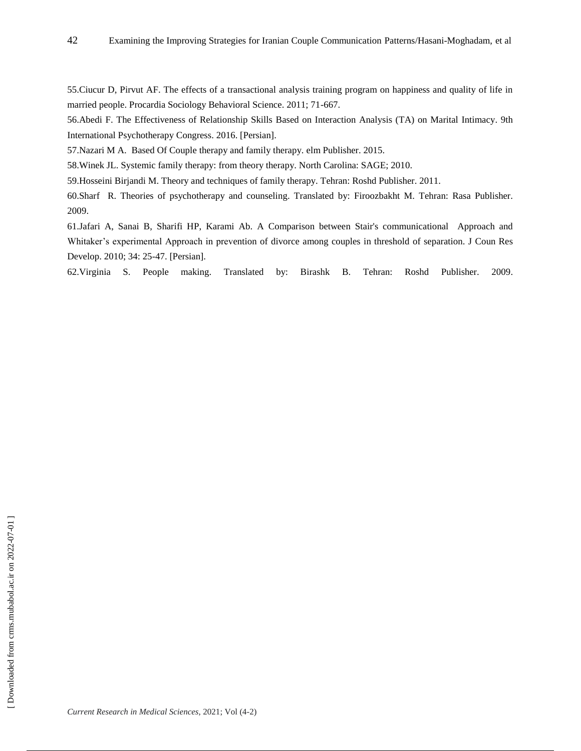55.Ciucur D, Pirvut AF. The effects of a transactional analysis training program on happiness and quality of life in married people. Procardia Sociology Behavioral Science. 2011; 71-667.

56.Abedi F. The Effectiveness of Relationship Skills Based on Interaction Analysis (TA) on Marital Intimacy. 9th International Psychotherapy Congress. 2016. [Persian].

57.Nazari M A. Based Of Couple therapy and family therapy. elm Publisher. 2015.

58.Winek JL. Systemic family therapy: from theory therapy. North Carolina: SAGE; 2010.

59.Hosseini Birjandi M. Theory and techniques of family therapy. Tehran: Roshd Publisher. 2011.

60.Sharf R. Theories of psychotherapy and counseling. Translated by: Firoozbakht M. Tehran: Rasa Publisher. 2009.

61.Jafari A, Sanai B, Sharifi HP, Karami Ab. A Comparison between Stair's communicational Approach and Whitaker's experimental Approach in prevention of divorce among couples in threshold of separation. J Coun Res Develop. 2010; 34: 25-47. [Persian].

62.Virginia S. People making. Translated by: Birashk B. Tehran: Roshd Publisher. 2009.